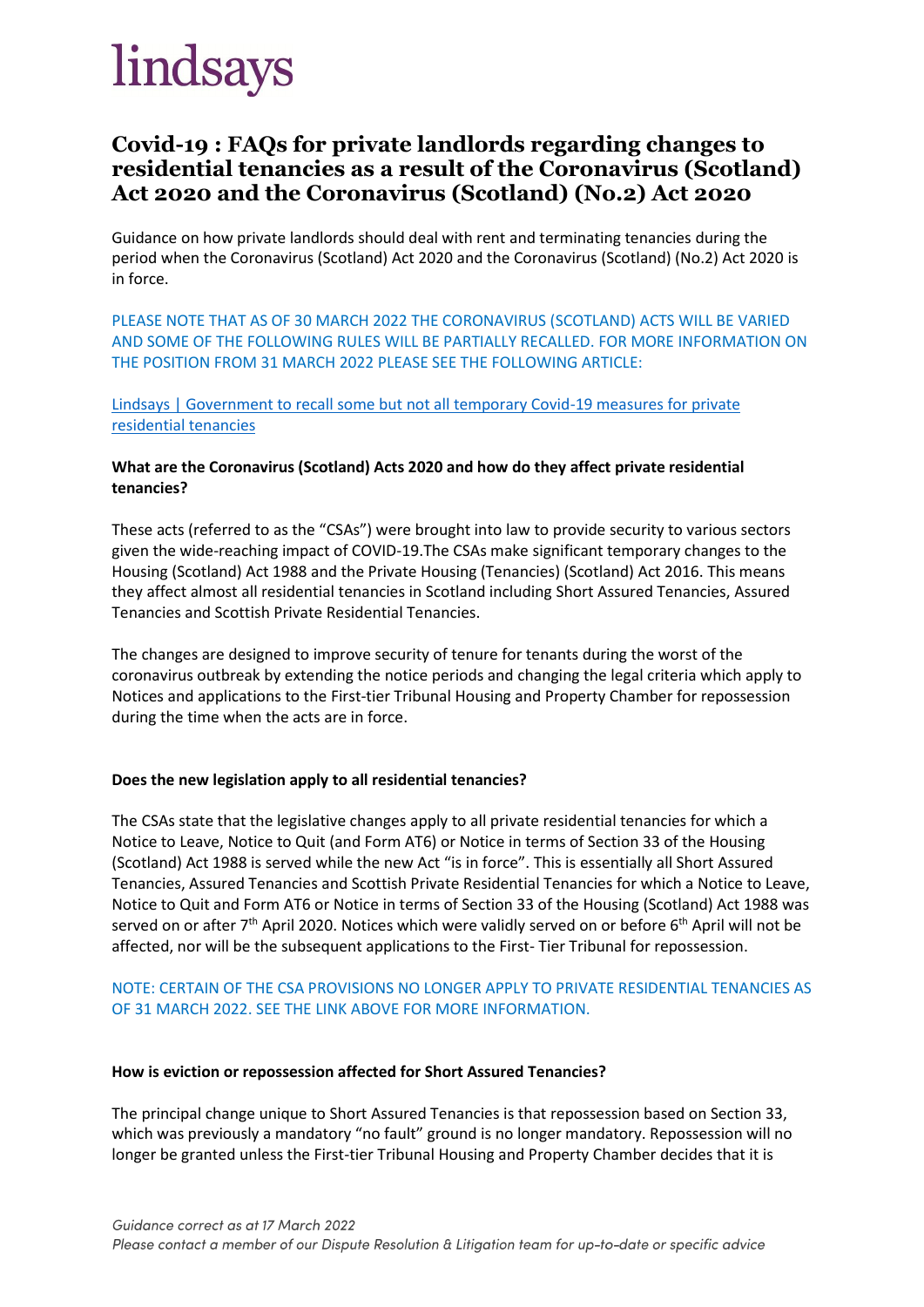lindsays

# Covid-19 : FAQs for private landlords regarding changes to residential tenancies as a result of the Coronavirus (Scotland) Act 2020 and the Coronavirus (Scotland) (No.2) Act 2020

Guidance on how private landlords should deal with rent and terminating tenancies during the period when the Coronavirus (Scotland) Act 2020 and the Coronavirus (Scotland) (No.2) Act 2020 is in force.

PLEASE NOTE THAT AS OF 30 MARCH 2022 THE CORONAVIRUS (SCOTLAND) ACTS WILL BE VARIED AND SOME OF THE FOLLOWING RULES WILL BE PARTIALLY RECALLED. FOR MORE INFORMATION ON THE POSITION FROM 31 MARCH 2022 PLEASE SEE THE FOLLOWING ARTICLE:

Lindsays | Government to recall some but not all temporary Covid-19 measures for private residential tenancies

**What are the Coronavirus (Scotland) Acts 2020 and how do they affect private residential tenancies?**

These acts (referred to as the "CSAs") were brought into law to provide security to various sectors given the wide-reaching impact of COVID-19.The CSAs make significant temporary changes to the Housing (Scotland) Act 1988 and the Private Housing (Tenancies) (Scotland) Act 2016. This means they affect almost all residential tenancies in Scotland including Short Assured Tenancies, Assured Tenancies and Scottish Private Residential Tenancies.

The changes are designed to improve security of tenure for tenants during the worst of the coronavirus outbreak by extending the notice periods and changing the legal criteria which apply to Notices and applications to the First-tier Tribunal Housing and Property Chamber for repossession during the time when the acts are in force.

**Does the new legislation apply to all residential tenancies?**

The CSAs state that the legislative changes apply to all private residential tenancies for which a Notice to Leave, Notice to Quit (and Form AT6) or Notice in terms of Section 33 of the Housing (Scotland) Act 1988 is served while the new Act "is in force". This is essentially all Short Assured Tenancies, Assured Tenancies and Scottish Private Residential Tenancies for which a Notice to Leave, Notice to Quit and Form AT6 or Notice in terms of Section 33 of the Housing (Scotland) Act 1988 was served on or after 7th April 2020. Notices which were validly served on or before 6th April will not be affected, nor will be the subsequent applications to the First- Tier Tribunal for repossession.

NOTE: CERTAIN OF THE CSA PROVISIONS NO LONGER APPLY TO PRIVATE RESIDENTIAL TENANCIES AS OF 31 MARCH 2022. SEE THE LINK ABOVE FOR MORE INFORMATION.

**How is eviction or repossession affected for Short Assured Tenancies?**

The principal change unique to Short Assured Tenancies is that repossession based on Section 33, which was previously a mandatory "no fault" ground is no longer mandatory. Repossession will no longer be granted unless the First-tier Tribunal Housing and Property Chamber decides that it is

*Guidance correct as at 17 March 2022*
*Please contact a member of our Dispute Resolution & Litigation team for up-to-date or specific advice*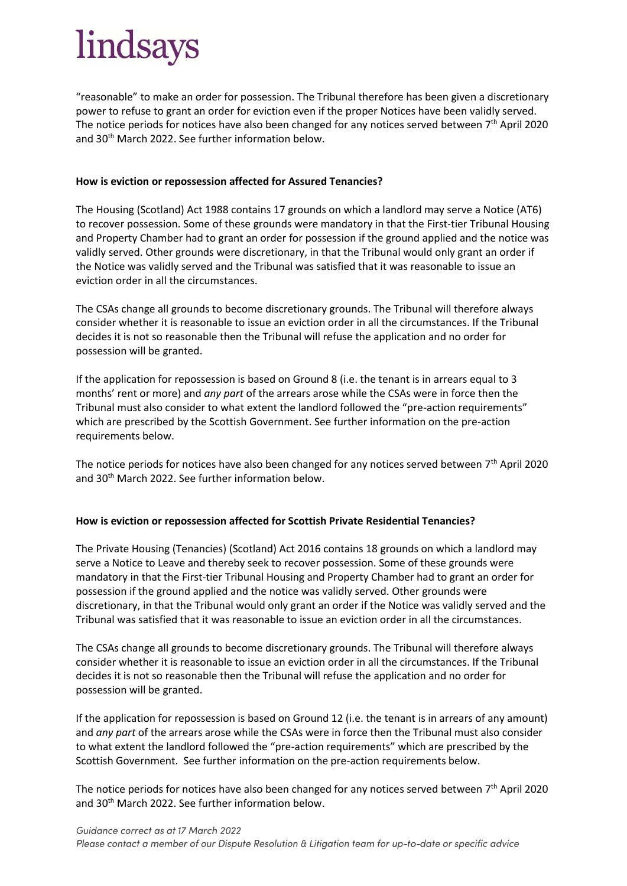"reasonable" to make an order for possession. The Tribunal therefore has been given a discretionary power to refuse to grant an order for eviction even if the proper Notices have been validly served. The notice periods for notices have also been changed for any notices served between 7th April 2020 and 30th March 2022. See further information below.

**How is eviction or repossession affected for Assured Tenancies?**

The Housing (Scotland) Act 1988 contains 17 grounds on which a landlord may serve a Notice (AT6) to recover possession. Some of these grounds were mandatory in that the First-tier Tribunal Housing and Property Chamber had to grant an order for possession if the ground applied and the notice was validly served. Other grounds were discretionary, in that the Tribunal would only grant an order if the Notice was validly served and the Tribunal was satisfied that it was reasonable to issue an eviction order in all the circumstances.

The CSAs change all grounds to become discretionary grounds. The Tribunal will therefore always consider whether it is reasonable to issue an eviction order in all the circumstances. If the Tribunal decides it is not so reasonable then the Tribunal will refuse the application and no order for possession will be granted.

If the application for repossession is based on Ground 8 (i.e. the tenant is in arrears equal to 3 months' rent or more) and *any part* of the arrears arose while the CSAs were in force then the Tribunal must also consider to what extent the landlord followed the "pre-action requirements" which are prescribed by the Scottish Government. See further information on the pre-action requirements below.

The notice periods for notices have also been changed for any notices served between 7th April 2020 and 30th March 2022. See further information below.

**How is eviction or repossession affected for Scottish Private Residential Tenancies?**

The Private Housing (Tenancies) (Scotland) Act 2016 contains 18 grounds on which a landlord may serve a Notice to Leave and thereby seek to recover possession. Some of these grounds were mandatory in that the First-tier Tribunal Housing and Property Chamber had to grant an order for possession if the ground applied and the notice was validly served. Other grounds were discretionary, in that the Tribunal would only grant an order if the Notice was validly served and the Tribunal was satisfied that it was reasonable to issue an eviction order in all the circumstances.

The CSAs change all grounds to become discretionary grounds. The Tribunal will therefore always consider whether it is reasonable to issue an eviction order in all the circumstances. If the Tribunal decides it is not so reasonable then the Tribunal will refuse the application and no order for possession will be granted.

If the application for repossession is based on Ground 12 (i.e. the tenant is in arrears of any amount) and *any part* of the arrears arose while the CSAs were in force then the Tribunal must also consider to what extent the landlord followed the "pre-action requirements" which are prescribed by the Scottish Government. See further information on the pre-action requirements below.

The notice periods for notices have also been changed for any notices served between 7th April 2020 and 30th March 2022. See further information below.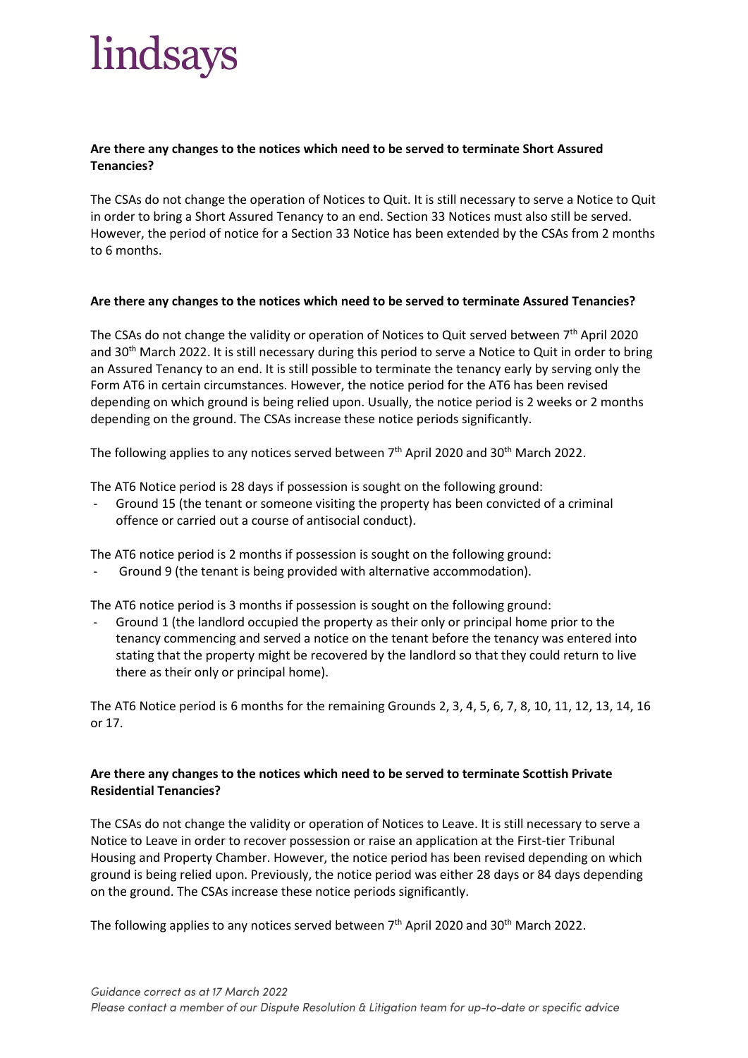**Are there any changes to the notices which need to be served to terminate Short Assured Tenancies?**

The CSAs do not change the operation of Notices to Quit. It is still necessary to serve a Notice to Quit in order to bring a Short Assured Tenancy to an end. Section 33 Notices must also still be served. However, the period of notice for a Section 33 Notice has been extended by the CSAs from 2 months to 6 months.

**Are there any changes to the notices which need to be served to terminate Assured Tenancies?**

The CSAs do not change the validity or operation of Notices to Quit served between 7th April 2020 and 30th March 2022. It is still necessary during this period to serve a Notice to Quit in order to bring an Assured Tenancy to an end. It is still possible to terminate the tenancy early by serving only the Form AT6 in certain circumstances. However, the notice period for the AT6 has been revised depending on which ground is being relied upon. Usually, the notice period is 2 weeks or 2 months depending on the ground. The CSAs increase these notice periods significantly.

The following applies to any notices served between 7th April 2020 and 30th March 2022.

The AT6 Notice period is 28 days if possession is sought on the following ground:

- Ground 15 (the tenant or someone visiting the property has been convicted of a criminal offence or carried out a course of antisocial conduct).

The AT6 notice period is 2 months if possession is sought on the following ground:

- Ground 9 (the tenant is being provided with alternative accommodation).

The AT6 notice period is 3 months if possession is sought on the following ground:

- Ground 1 (the landlord occupied the property as their only or principal home prior to the tenancy commencing and served a notice on the tenant before the tenancy was entered into stating that the property might be recovered by the landlord so that they could return to live there as their only or principal home).

The AT6 Notice period is 6 months for the remaining Grounds 2, 3, 4, 5, 6, 7, 8, 10, 11, 12, 13, 14, 16 or 17.

**Are there any changes to the notices which need to be served to terminate Scottish Private Residential Tenancies?**

The CSAs do not change the validity or operation of Notices to Leave. It is still necessary to serve a Notice to Leave in order to recover possession or raise an application at the First-tier Tribunal Housing and Property Chamber. However, the notice period has been revised depending on which ground is being relied upon. Previously, the notice period was either 28 days or 84 days depending on the ground. The CSAs increase these notice periods significantly.

The following applies to any notices served between 7th April 2020 and 30th March 2022.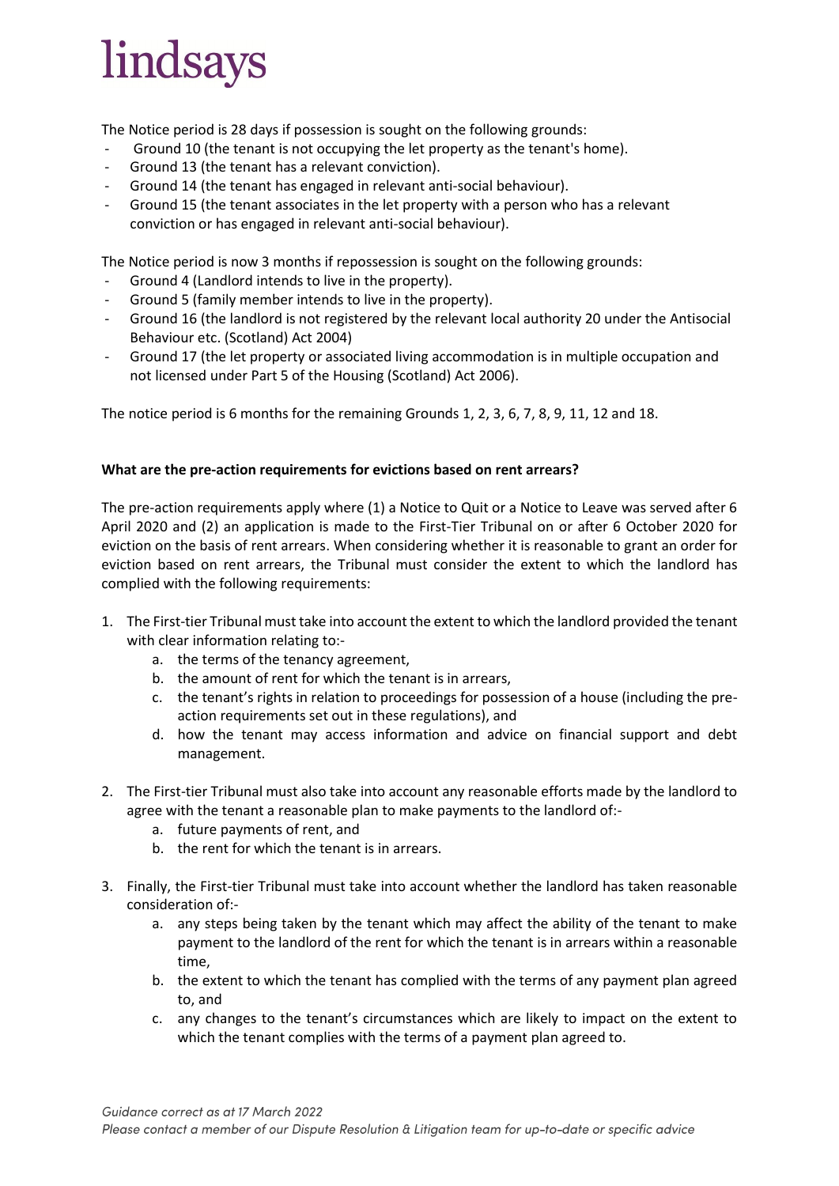The Notice period is 28 days if possession is sought on the following grounds:

- Ground 10 (the tenant is not occupying the let property as the tenant's home).
- Ground 13 (the tenant has a relevant conviction).
- Ground 14 (the tenant has engaged in relevant anti-social behaviour).
- Ground 15 (the tenant associates in the let property with a person who has a relevant conviction or has engaged in relevant anti-social behaviour).

The Notice period is now 3 months if repossession is sought on the following grounds:

- Ground 4 (Landlord intends to live in the property).
- Ground 5 (family member intends to live in the property).
- Ground 16 (the landlord is not registered by the relevant local authority 20 under the Antisocial Behaviour etc. (Scotland) Act 2004)
- Ground 17 (the let property or associated living accommodation is in multiple occupation and not licensed under Part 5 of the Housing (Scotland) Act 2006).

The notice period is 6 months for the remaining Grounds 1, 2, 3, 6, 7, 8, 9, 11, 12 and 18.

**What are the pre-action requirements for evictions based on rent arrears?**

The pre-action requirements apply where (1) a Notice to Quit or a Notice to Leave was served after 6 April 2020 and (2) an application is made to the First-Tier Tribunal on or after 6 October 2020 for eviction on the basis of rent arrears. When considering whether it is reasonable to grant an order for eviction based on rent arrears, the Tribunal must consider the extent to which the landlord has complied with the following requirements:

1. The First-tier Tribunal must take into account the extent to which the landlord provided the tenant with clear information relating to:-
   a. the terms of the tenancy agreement,
   b. the amount of rent for which the tenant is in arrears,
   c. the tenant's rights in relation to proceedings for possession of a house (including the pre-action requirements set out in these regulations), and
   d. how the tenant may access information and advice on financial support and debt management.

2. The First-tier Tribunal must also take into account any reasonable efforts made by the landlord to agree with the tenant a reasonable plan to make payments to the landlord of:-
   a. future payments of rent, and
   b. the rent for which the tenant is in arrears.

3. Finally, the First-tier Tribunal must take into account whether the landlord has taken reasonable consideration of:-
   a. any steps being taken by the tenant which may affect the ability of the tenant to make payment to the landlord of the rent for which the tenant is in arrears within a reasonable time,
   b. the extent to which the tenant has complied with the terms of any payment plan agreed to, and
   c. any changes to the tenant's circumstances which are likely to impact on the extent to which the tenant complies with the terms of a payment plan agreed to.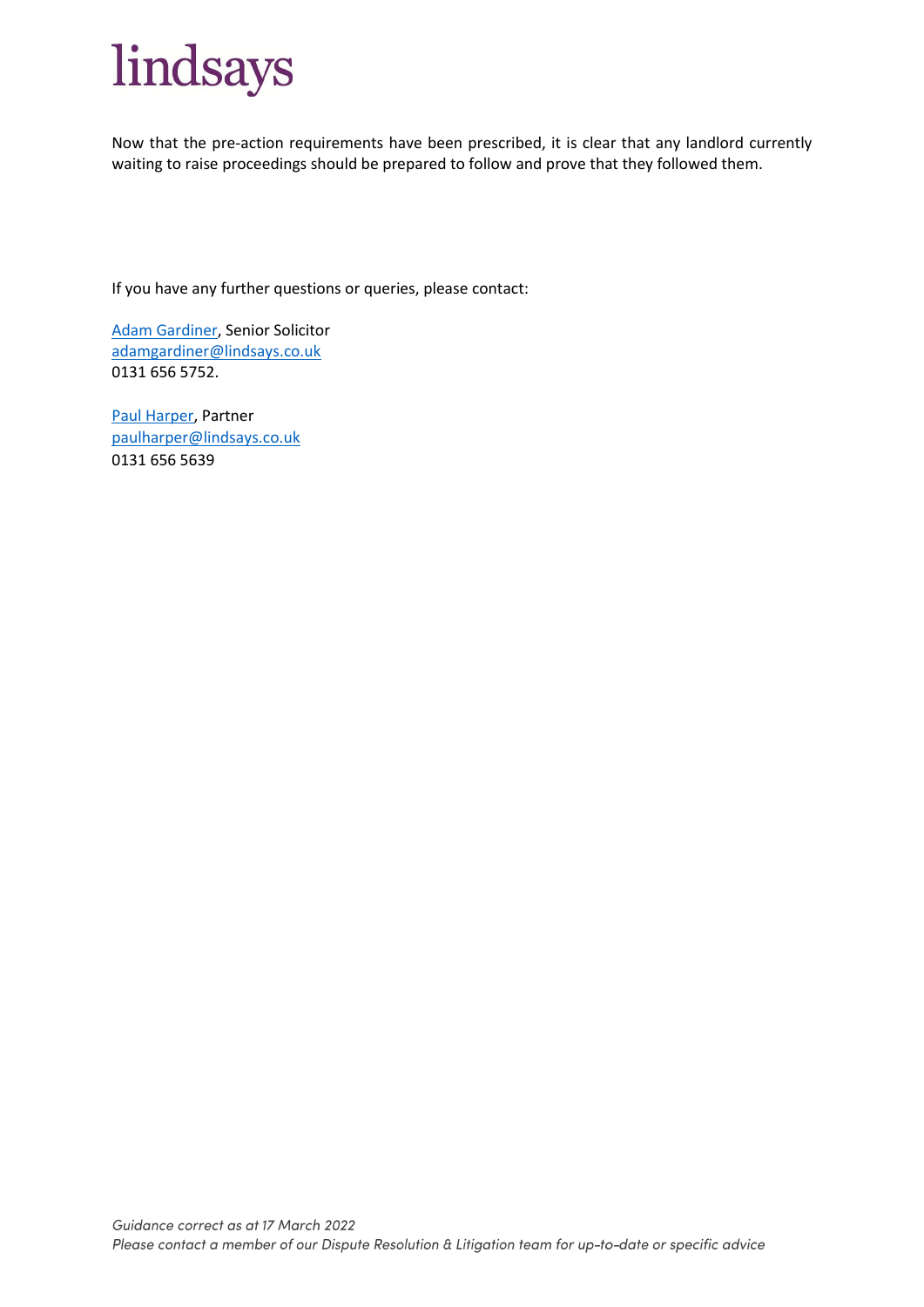Now that the pre-action requirements have been prescribed, it is clear that any landlord currently waiting to raise proceedings should be prepared to follow and prove that they followed them.

If you have any further questions or queries, please contact:

Adam Gardiner, Senior Solicitor
adamgardiner@lindsays.co.uk
0131 656 5752.

Paul Harper, Partner
paulharper@lindsays.co.uk
0131 656 5639

*Guidance correct as at 17 March 2022*
*Please contact a member of our Dispute Resolution & Litigation team for up-to-date or specific advice*